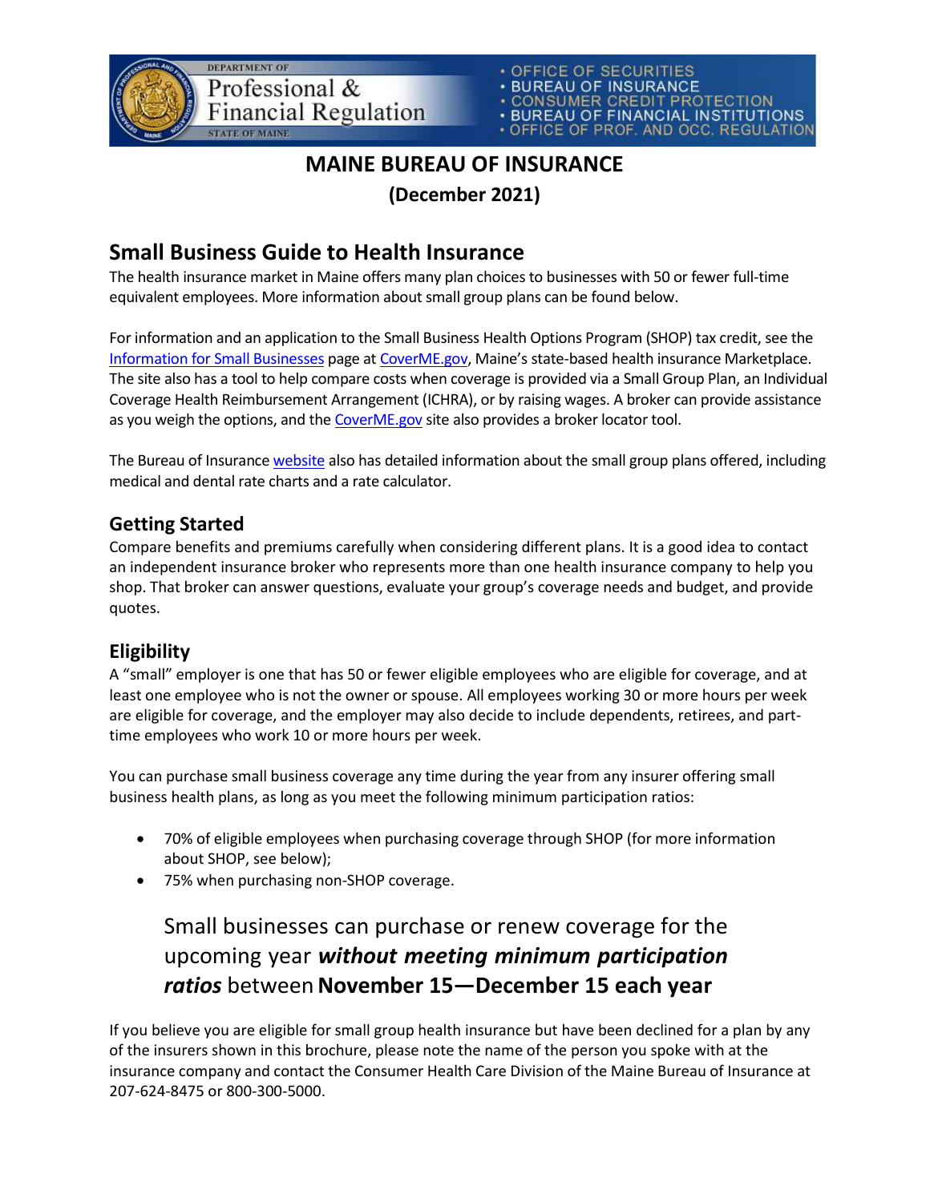# MAINE BUREAU OF INSURANCE

**(December 2021)**

## Small Business Guide to Health Insurance

The health insurance market in Maine offers many plan choices to businesses with 50 or fewer full-time equivalent employees. More information about small group plans can be found below.

For information and an application to the Small Business Health Options Program (SHOP) tax credit, see the Information for Small Businesses page at CoverME.gov, Maine's state-based health insurance Marketplace. The site also has a tool to help compare costs when coverage is provided via a Small Group Plan, an Individual Coverage Health Reimbursement Arrangement (ICHRA), or by raising wages. A broker can provide assistance as you weigh the options, and the CoverME.gov site also provides a broker locator tool.

The Bureau of Insurance website also has detailed information about the small group plans offered, including medical and dental rate charts and a rate calculator.

### Getting Started

Compare benefits and premiums carefully when considering different plans. It is a good idea to contact an independent insurance broker who represents more than one health insurance company to help you shop. That broker can answer questions, evaluate your group's coverage needs and budget, and provide quotes.

### Eligibility

A "small" employer is one that has 50 or fewer eligible employees who are eligible for coverage, and at least one employee who is not the owner or spouse. All employees working 30 or more hours per week are eligible for coverage, and the employer may also decide to include dependents, retirees, and part-time employees who work 10 or more hours per week.

You can purchase small business coverage any time during the year from any insurer offering small business health plans, as long as you meet the following minimum participation ratios:

- 70% of eligible employees when purchasing coverage through SHOP (for more information about SHOP, see below);
- 75% when purchasing non-SHOP coverage.

> Small businesses can purchase or renew coverage for the upcoming year ***without meeting minimum participation ratios*** between **November 15—December 15 each year**

If you believe you are eligible for small group health insurance but have been declined for a plan by any of the insurers shown in this brochure, please note the name of the person you spoke with at the insurance company and contact the Consumer Health Care Division of the Maine Bureau of Insurance at 207-624-8475 or 800-300-5000.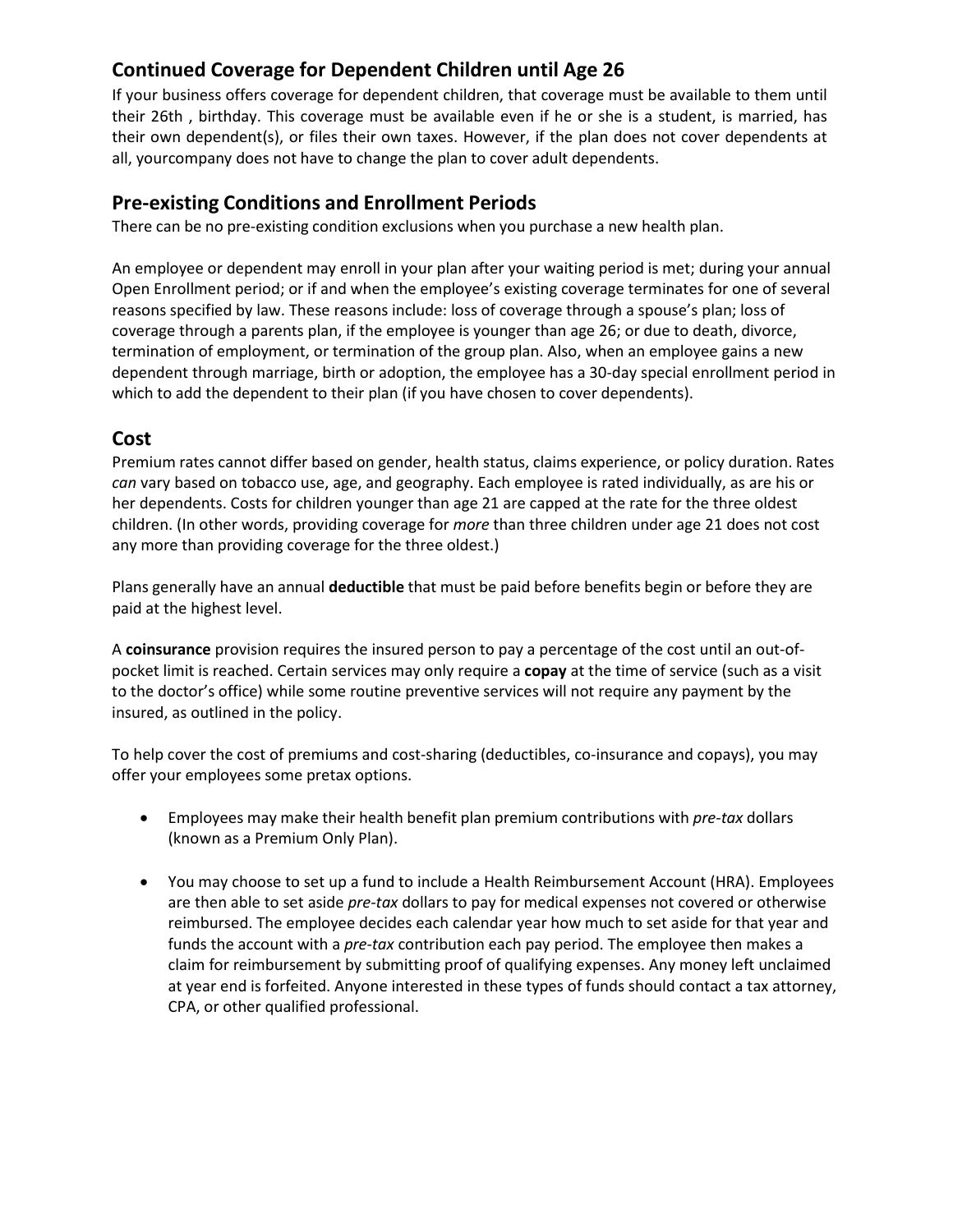## Continued Coverage for Dependent Children until Age 26

If your business offers coverage for dependent children, that coverage must be available to them until their 26th , birthday. This coverage must be available even if he or she is a student, is married, has their own dependent(s), or files their own taxes. However, if the plan does not cover dependents at all, yourcompany does not have to change the plan to cover adult dependents.

## Pre-existing Conditions and Enrollment Periods

There can be no pre-existing condition exclusions when you purchase a new health plan.

An employee or dependent may enroll in your plan after your waiting period is met; during your annual Open Enrollment period; or if and when the employee's existing coverage terminates for one of several reasons specified by law. These reasons include: loss of coverage through a spouse's plan; loss of coverage through a parents plan, if the employee is younger than age 26; or due to death, divorce, termination of employment, or termination of the group plan. Also, when an employee gains a new dependent through marriage, birth or adoption, the employee has a 30-day special enrollment period in which to add the dependent to their plan (if you have chosen to cover dependents).

## Cost

Premium rates cannot differ based on gender, health status, claims experience, or policy duration. Rates *can* vary based on tobacco use, age, and geography. Each employee is rated individually, as are his or her dependents. Costs for children younger than age 21 are capped at the rate for the three oldest children. (In other words, providing coverage for *more* than three children under age 21 does not cost any more than providing coverage for the three oldest.)

Plans generally have an annual **deductible** that must be paid before benefits begin or before they are paid at the highest level.

A **coinsurance** provision requires the insured person to pay a percentage of the cost until an out-of-pocket limit is reached. Certain services may only require a **copay** at the time of service (such as a visit to the doctor's office) while some routine preventive services will not require any payment by the insured, as outlined in the policy.

To help cover the cost of premiums and cost-sharing (deductibles, co-insurance and copays), you may offer your employees some pretax options.

- Employees may make their health benefit plan premium contributions with *pre-tax* dollars (known as a Premium Only Plan).
- You may choose to set up a fund to include a Health Reimbursement Account (HRA). Employees are then able to set aside *pre-tax* dollars to pay for medical expenses not covered or otherwise reimbursed. The employee decides each calendar year how much to set aside for that year and funds the account with a *pre-tax* contribution each pay period. The employee then makes a claim for reimbursement by submitting proof of qualifying expenses. Any money left unclaimed at year end is forfeited. Anyone interested in these types of funds should contact a tax attorney, CPA, or other qualified professional.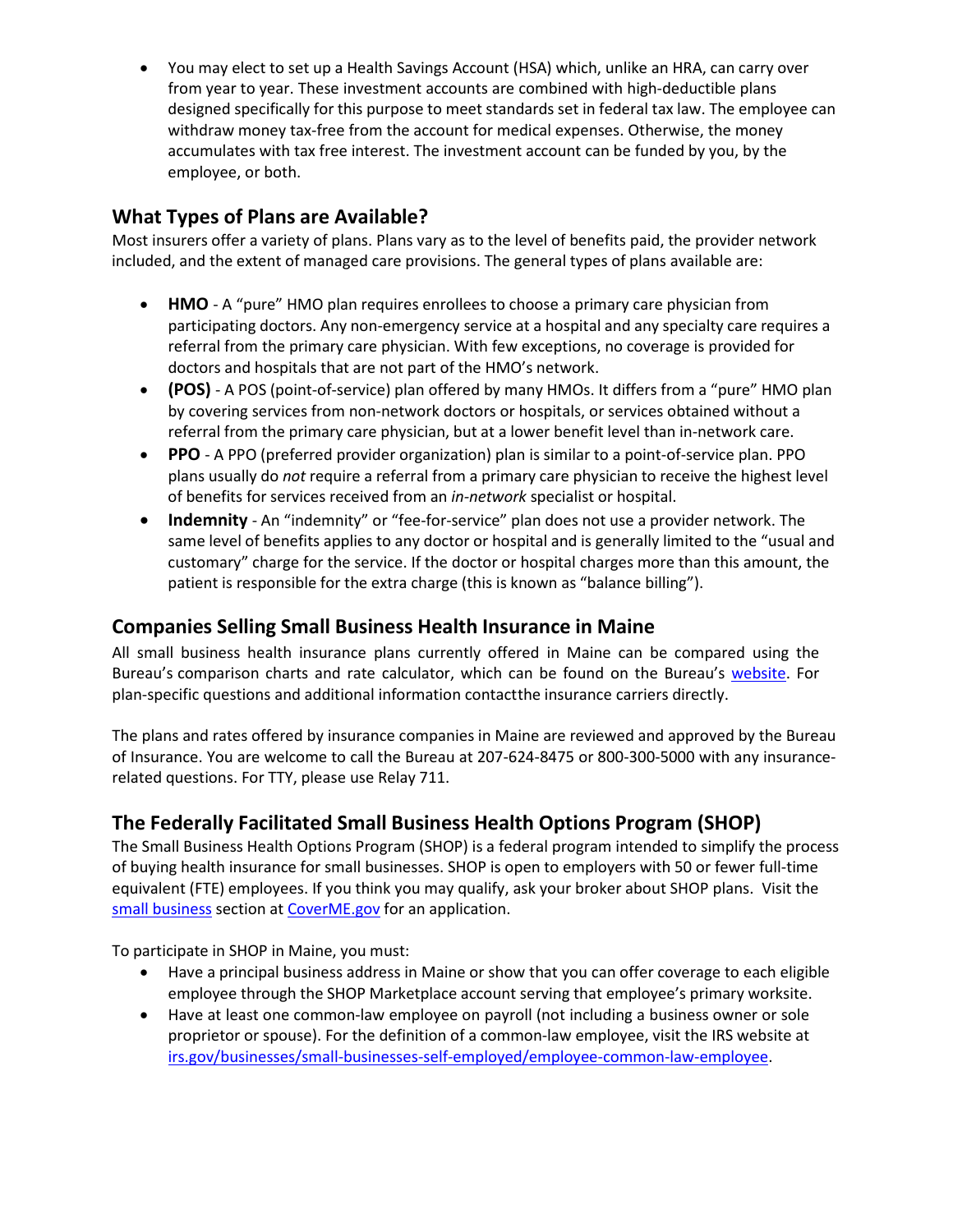- You may elect to set up a Health Savings Account (HSA) which, unlike an HRA, can carry over from year to year. These investment accounts are combined with high-deductible plans designed specifically for this purpose to meet standards set in federal tax law. The employee can withdraw money tax-free from the account for medical expenses. Otherwise, the money accumulates with tax free interest. The investment account can be funded by you, by the employee, or both.

## What Types of Plans are Available?

Most insurers offer a variety of plans. Plans vary as to the level of benefits paid, the provider network included, and the extent of managed care provisions. The general types of plans available are:

- **HMO** - A "pure" HMO plan requires enrollees to choose a primary care physician from participating doctors. Any non-emergency service at a hospital and any specialty care requires a referral from the primary care physician. With few exceptions, no coverage is provided for doctors and hospitals that are not part of the HMO's network.
- **(POS)** - A POS (point-of-service) plan offered by many HMOs. It differs from a "pure" HMO plan by covering services from non-network doctors or hospitals, or services obtained without a referral from the primary care physician, but at a lower benefit level than in-network care.
- **PPO** - A PPO (preferred provider organization) plan is similar to a point-of-service plan. PPO plans usually do *not* require a referral from a primary care physician to receive the highest level of benefits for services received from an *in-network* specialist or hospital.
- **Indemnity** - An "indemnity" or "fee-for-service" plan does not use a provider network. The same level of benefits applies to any doctor or hospital and is generally limited to the "usual and customary" charge for the service. If the doctor or hospital charges more than this amount, the patient is responsible for the extra charge (this is known as "balance billing").

## Companies Selling Small Business Health Insurance in Maine

All small business health insurance plans currently offered in Maine can be compared using the Bureau's comparison charts and rate calculator, which can be found on the Bureau's website. For plan-specific questions and additional information contactthe insurance carriers directly.

The plans and rates offered by insurance companies in Maine are reviewed and approved by the Bureau of Insurance. You are welcome to call the Bureau at 207-624-8475 or 800-300-5000 with any insurance-related questions. For TTY, please use Relay 711.

## The Federally Facilitated Small Business Health Options Program (SHOP)

The Small Business Health Options Program (SHOP) is a federal program intended to simplify the process of buying health insurance for small businesses. SHOP is open to employers with 50 or fewer full-time equivalent (FTE) employees. If you think you may qualify, ask your broker about SHOP plans. Visit the small business section at CoverME.gov for an application.

To participate in SHOP in Maine, you must:

- Have a principal business address in Maine or show that you can offer coverage to each eligible employee through the SHOP Marketplace account serving that employee's primary worksite.
- Have at least one common-law employee on payroll (not including a business owner or sole proprietor or spouse). For the definition of a common-law employee, visit the IRS website at irs.gov/businesses/small-businesses-self-employed/employee-common-law-employee.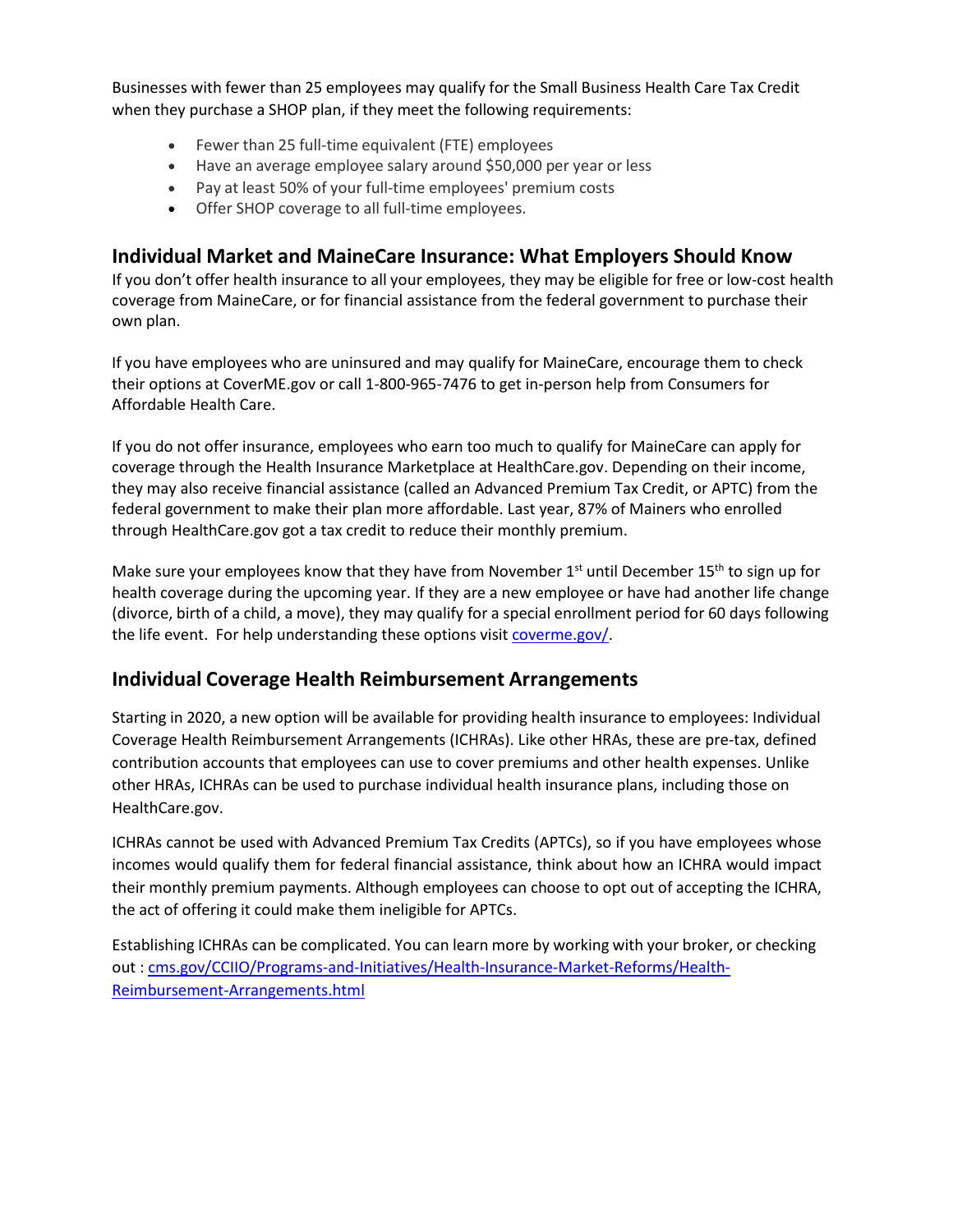Businesses with fewer than 25 employees may qualify for the Small Business Health Care Tax Credit when they purchase a SHOP plan, if they meet the following requirements:

- Fewer than 25 full-time equivalent (FTE) employees
- Have an average employee salary around $50,000 per year or less
- Pay at least 50% of your full-time employees' premium costs
- Offer SHOP coverage to all full-time employees.

## Individual Market and MaineCare Insurance: What Employers Should Know

If you don't offer health insurance to all your employees, they may be eligible for free or low-cost health coverage from MaineCare, or for financial assistance from the federal government to purchase their own plan.

If you have employees who are uninsured and may qualify for MaineCare, encourage them to check their options at CoverME.gov or call 1-800-965-7476 to get in-person help from Consumers for Affordable Health Care.

If you do not offer insurance, employees who earn too much to qualify for MaineCare can apply for coverage through the Health Insurance Marketplace at HealthCare.gov. Depending on their income, they may also receive financial assistance (called an Advanced Premium Tax Credit, or APTC) from the federal government to make their plan more affordable. Last year, 87% of Mainers who enrolled through HealthCare.gov got a tax credit to reduce their monthly premium.

Make sure your employees know that they have from November 1st until December 15th to sign up for health coverage during the upcoming year. If they are a new employee or have had another life change (divorce, birth of a child, a move), they may qualify for a special enrollment period for 60 days following the life event. For help understanding these options visit [coverme.gov/](coverme.gov/).

## Individual Coverage Health Reimbursement Arrangements

Starting in 2020, a new option will be available for providing health insurance to employees: Individual Coverage Health Reimbursement Arrangements (ICHRAs). Like other HRAs, these are pre-tax, defined contribution accounts that employees can use to cover premiums and other health expenses. Unlike other HRAs, ICHRAs can be used to purchase individual health insurance plans, including those on HealthCare.gov.

ICHRAs cannot be used with Advanced Premium Tax Credits (APTCs), so if you have employees whose incomes would qualify them for federal financial assistance, think about how an ICHRA would impact their monthly premium payments. Although employees can choose to opt out of accepting the ICHRA, the act of offering it could make them ineligible for APTCs.

Establishing ICHRAs can be complicated. You can learn more by working with your broker, or checking out : [cms.gov/CCIIO/Programs-and-Initiatives/Health-Insurance-Market-Reforms/Health-Reimbursement-Arrangements.html](cms.gov/CCIIO/Programs-and-Initiatives/Health-Insurance-Market-Reforms/Health-Reimbursement-Arrangements.html)